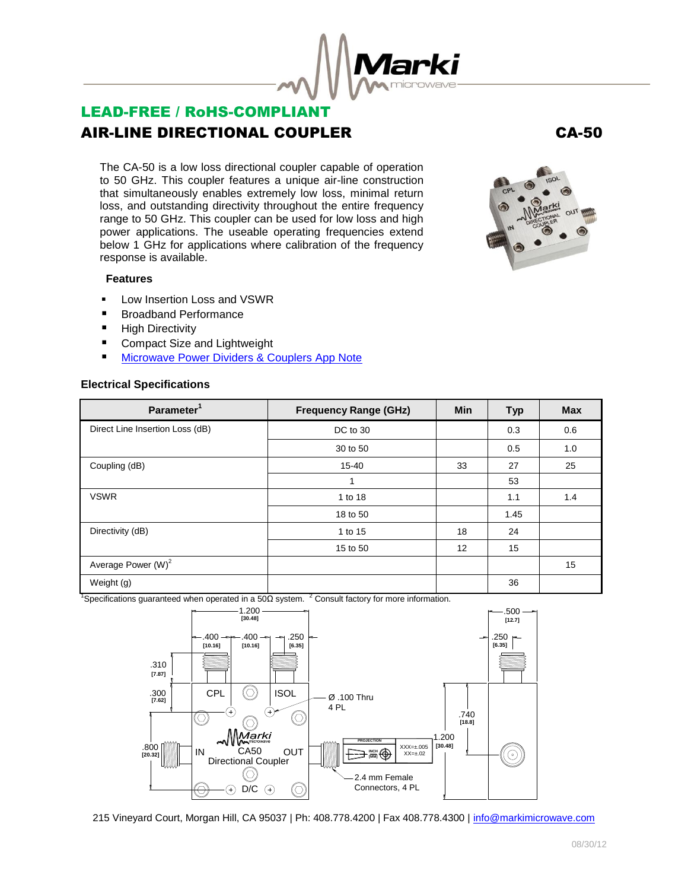# LEAD-FREE / RoHS-COMPLIANT

## AIR-LINE DIRECTIONAL COUPLER — CA-50

The CA-50 is a low loss directional coupler capable of operation to 50 GHz. This coupler features a unique air-line construction that simultaneously enables extremely low loss, minimal return loss, and outstanding directivity throughout the entire frequency range to 50 GHz. This coupler can be used for low loss and high power applications. The useable operating frequencies extend below 1 GHz for applications where calibration of the frequency response is available.

### Features

- Low Insertion Loss and VSWR
- Broadband Performance
- High Directivity
- Compact Size and Lightweight
- Microwave Power Dividers & Couplers App Note

### Electrical Specifications

| Parameter[1] | Frequency Range (GHz) | Min | Typ | Max |
|---|---|---|---|---|
| Direct Line Insertion Loss (dB) | DC to 30 | | 0.3 | 0.6 |
| | 30 to 50 | | 0.5 | 1.0 |
| Coupling (dB) | 15-40 | 33 | 27 | 25 |
| | 1 | | 53 | |
| VSWR | 1 to 18 | | 1.1 | 1.4 |
| | 18 to 50 | | 1.45 | |
| Directivity (dB) | 1 to 15 | 18 | 24 | |
| | 15 to 50 | 12 | 15 | |
| Average Power (W)[2] | | | | 15 |
| Weight (g) | | | 36 | |

[1]Specifications guaranteed when operated in a 50Ω system. [2] Consult factory for more information.

1.200 [30.48]; .400 [10.16]; .400 [10.16]; .250 [6.35]; .310 [7.87]; .300 [7.62]; .800 [20.32]; .500 [12.7]; .250 [6.35]; .740 [18.8]; 1.200 [30.48]

CPL, ISOL, IN, OUT, D/C — Marki CA50 Directional Coupler

Ø .100 Thru 4 PL

2.4 mm Female Connectors, 4 PL

PROJECTION — INCH [MM] — XXX=±.005, XX=±.02

215 Vineyard Court, Morgan Hill, CA 95037 | Ph: 408.778.4200 | Fax 408.778.4300 | info@markimicrowave.com

08/30/12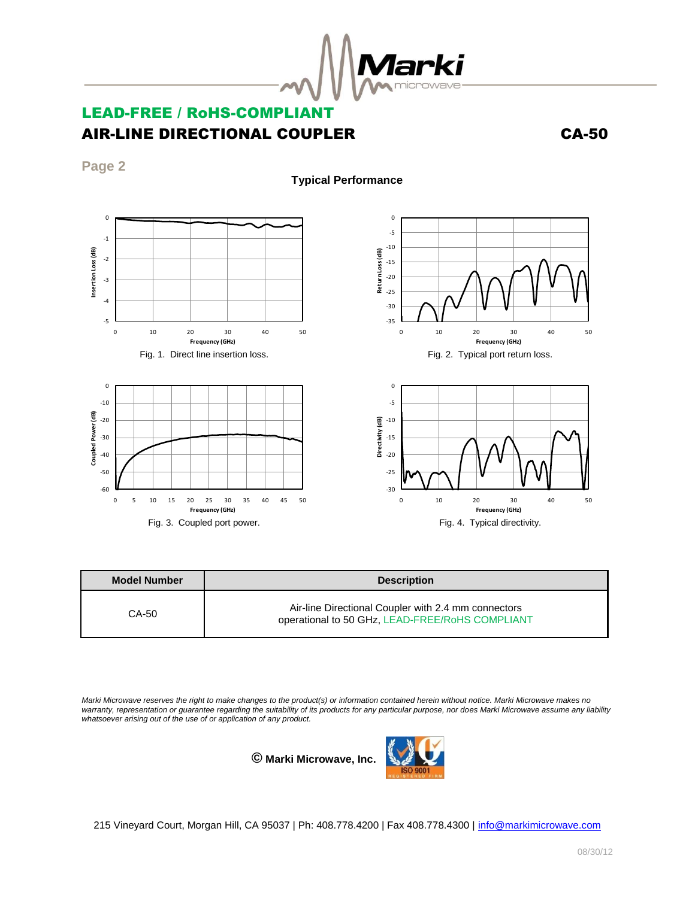LEAD-FREE / RoHS-COMPLIANT

# AIR-LINE DIRECTIONAL COUPLER CA-50

Page 2

## Typical Performance

0
-1
-2
-3
-4
-5
Insertion Loss (dB)
0 10 20 30 40 50
Frequency (GHz)

Fig. 1. Direct line insertion loss.

0
-5
-10
-15
-20
-25
-30
-35
Return Loss (dB)
0 10 20 30 40 50
Frequency (GHz)

Fig. 2. Typical port return loss.

0
-10
-20
-30
-40
-50
-60
Coupled Power (dB)
0 5 10 15 20 25 30 35 40 45 50
Frequency (GHz)

Fig. 3. Coupled port power.

0
-5
-10
-15
-20
-25
-30
Directivity (dB)
0 10 20 30 40 50
Frequency (GHz)

Fig. 4. Typical directivity.

| Model Number | Description |
| --- | --- |
| CA-50 | Air-line Directional Coupler with 2.4 mm connectors operational to 50 GHz, LEAD-FREE/RoHS COMPLIANT |

*Marki Microwave reserves the right to make changes to the product(s) or information contained herein without notice. Marki Microwave makes no warranty, representation or guarantee regarding the suitability of its products for any particular purpose, nor does Marki Microwave assume any liability whatsoever arising out of the use of or application of any product.*

**© Marki Microwave, Inc.**

ISO 9001 REGISTERED FIRM

215 Vineyard Court, Morgan Hill, CA 95037 | Ph: 408.778.4200 | Fax 408.778.4300 | info@markimicrowave.com

08/30/12